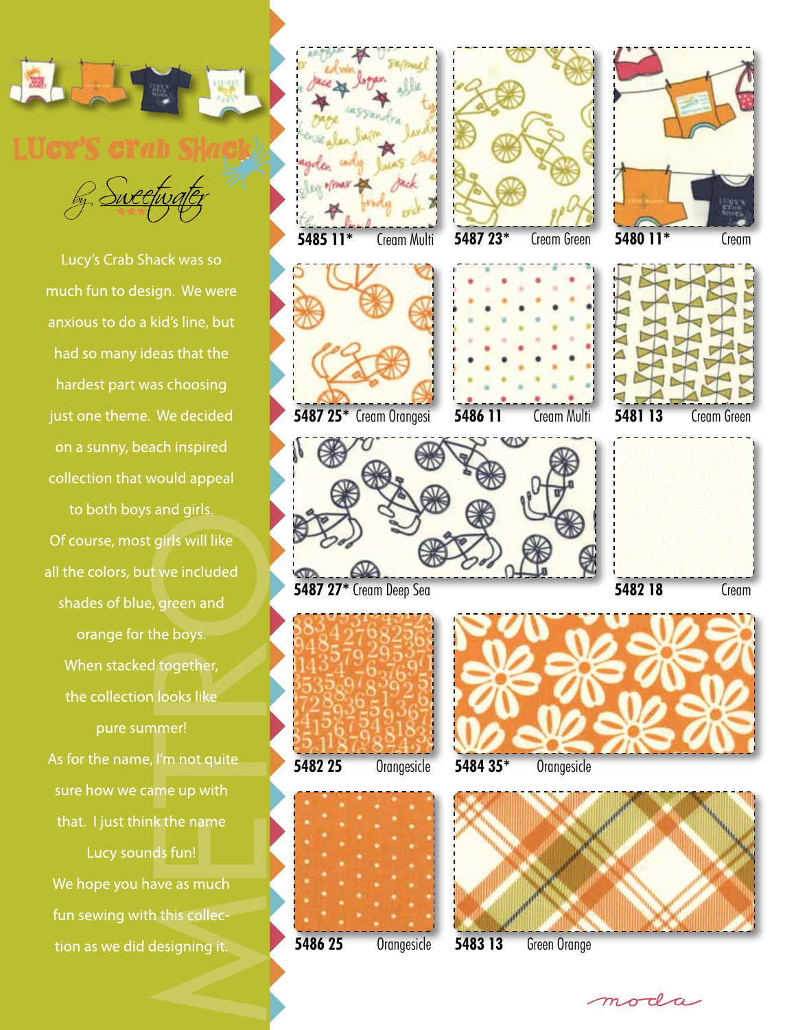# Lucy's Crab Shack

*by Sweetwater*

Lucy's Crab Shack was so much fun to design. We were anxious to do a kid's line, but had so many ideas that the hardest part was choosing just one theme. We decided on a sunny, beach inspired collection that would appeal to both boys and girls. Of course, most girls will like all the colors, but we included shades of blue, green and orange for the boys. When stacked together, the collection looks like pure summer! As for the name, I'm not quite sure how we came up with that. I just think the name Lucy sounds fun! We hope you have as much fun sewing with this collection as we did designing it.

METRO

**5485 11*** Cream Multi

**5487 23*** Cream Green

**5480 11*** Cream

**5487 25*** Cream Orangesi

**5486 11** Cream Multi

**5481 13** Cream Green

**5487 27*** Cream Deep Sea

**5482 18** Cream

**5482 25** Orangesicle

**5484 35*** Orangesicle

**5486 25** Orangesicle

**5483 13** Green Orange

moda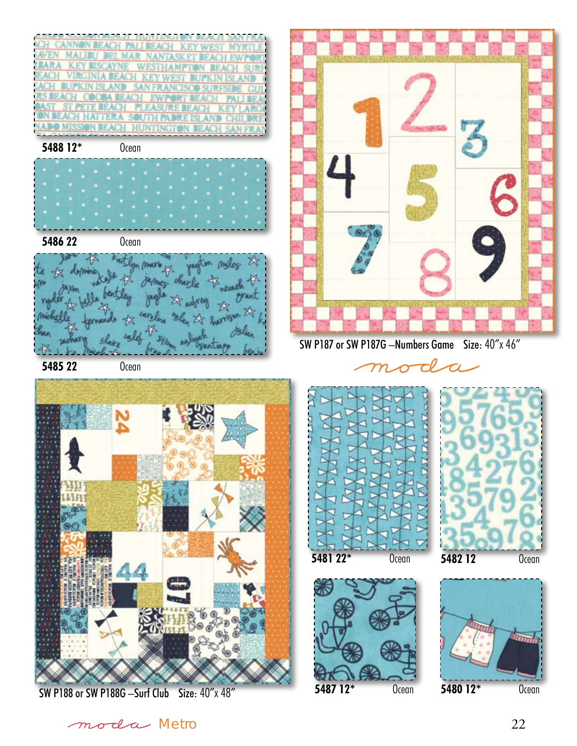5488 12* Ocean

5486 22 Ocean

5485 22 Ocean

SW P187 or SW P187G –Numbers Game Size: 40"x 46"

5481 22* Ocean

5482 12 Ocean

SW P188 or SW P188G –Surf Club Size: 40"x 48"

5487 12* Ocean

5480 12* Ocean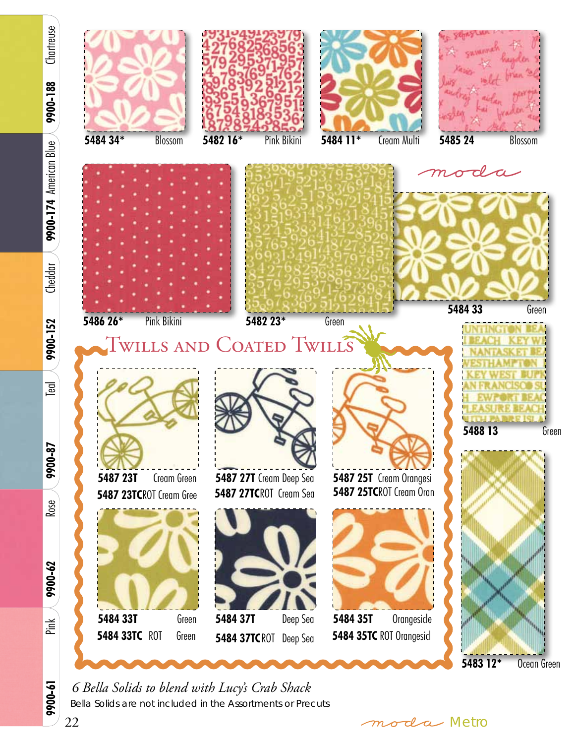Chartreuse 9900-188

American Blue 9900-174

Cheddar 9900-152

Teal 9900-87

Rose 9900-62

Pink 9900-61

**5484 34*** Blossom

**5482 16*** Pink Bikini

**5484 11*** Cream Multi

**5485 24** Blossom

moda

**5486 26*** Pink Bikini

**5482 23*** Green

**5484 33** Green

## Twills and Coated Twills

**5487 23T** Cream Green
**5487 23TC** ROT Cream Gree

**5487 27T** Cream Deep Sea
**5487 27TC** ROT Cream Sea

**5487 25T** Cream Orangesi
**5487 25TC** ROT Cream Oran

**5484 33T** Green
**5484 33TC** ROT Green

**5484 37T** Deep Sea
**5484 37TC** ROT Deep Sea

**5484 35T** Orangesicle
**5484 35TC** ROT Orangesicl

**5488 13** Green

**5483 12*** Ocean Green

*6 Bella Solids to blend with Lucy's Crab Shack*

Bella Solids are not included in the Assortments or Precuts

moda Metro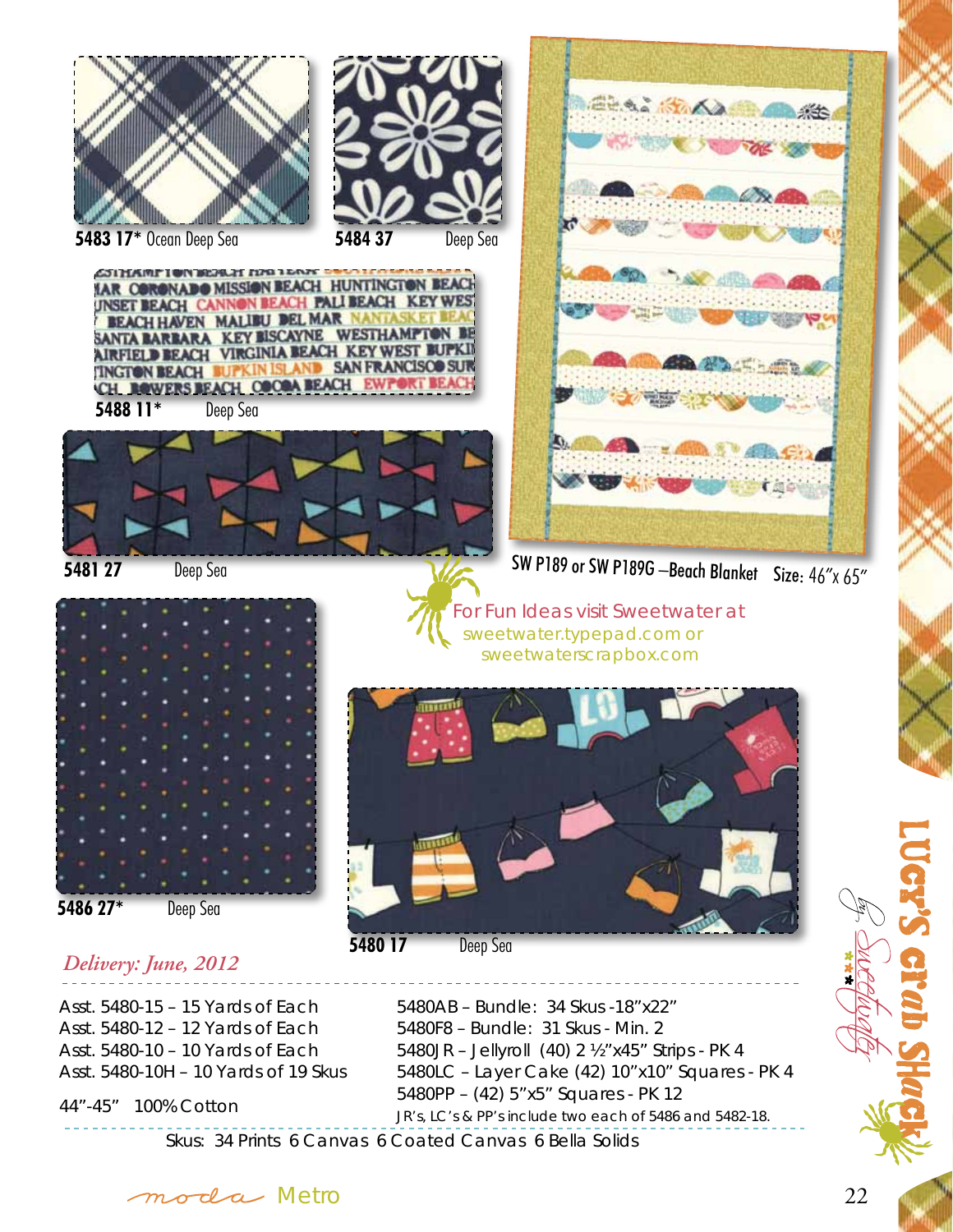5483 17* Ocean Deep Sea

5484 37 Deep Sea

5488 11* Deep Sea

5481 27 Deep Sea

SW P189 or SW P189G – Beach Blanket Size: 46″x 65″

For Fun Ideas visit Sweetwater at
sweetwater.typepad.com or
sweetwaterscrapbox.com

5486 27* Deep Sea

5480 17 Deep Sea

*Delivery: June, 2012*

Asst. 5480-15 – 15 Yards of Each
Asst. 5480-12 – 12 Yards of Each
Asst. 5480-10 – 10 Yards of Each
Asst. 5480-10H – 10 Yards of 19 Skus

44"-45" 100% Cotton

5480AB – Bundle: 34 Skus -18"x22"
5480F8 – Bundle: 31 Skus - Min. 2
5480JR – Jellyroll (40) 2 ½"x45" Strips - PK 4
5480LC – Layer Cake (42) 10"x10" Squares - PK 4
5480PP – (42) 5"x5" Squares - PK 12
JR's, LC's & PP's include two each of 5486 and 5482-18.

Skus: 34 Prints 6 Canvas 6 Coated Canvas 6 Bella Solids

moda Metro

Lucy's Crab Shack by Sweetwater